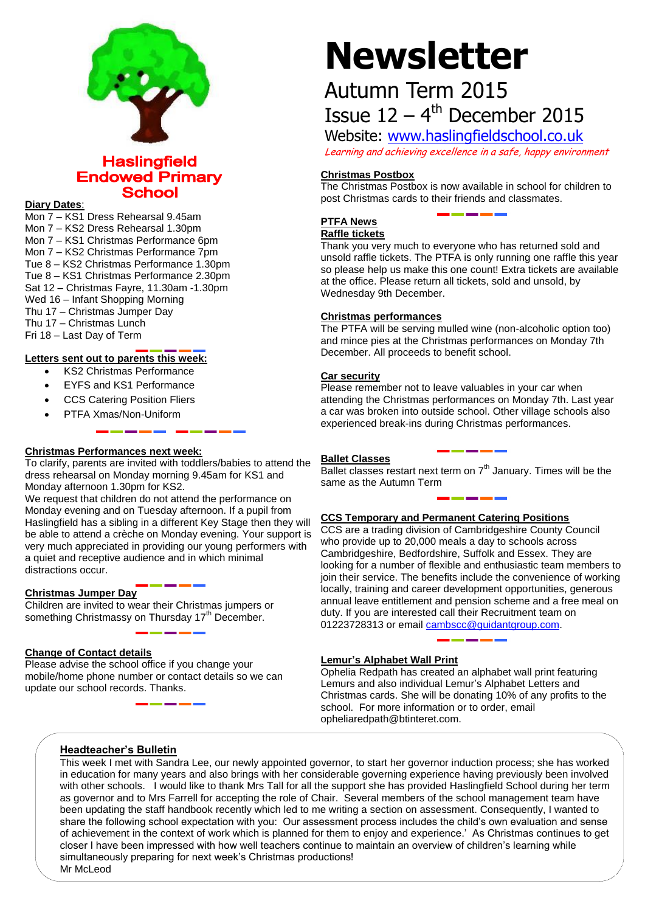# Haslingfield Endowed Primary School

# Newsletter

## Autumn Term 2015

## Issue 12 – 4th December 2015

Website: www.haslingfieldschool.co.uk

*Learning and achieving excellence in a safe, happy environment*

**Diary Dates**:

Mon 7 – KS1 Dress Rehearsal 9.45am
Mon 7 – KS2 Dress Rehearsal 1.30pm
Mon 7 – KS1 Christmas Performance 6pm
Mon 7 – KS2 Christmas Performance 7pm
Tue 8 – KS2 Christmas Performance 1.30pm
Tue 8 – KS1 Christmas Performance 2.30pm
Sat 12 – Christmas Fayre, 11.30am -1.30pm
Wed 16 – Infant Shopping Morning
Thu 17 – Christmas Jumper Day
Thu 17 – Christmas Lunch
Fri 18 – Last Day of Term

**Letters sent out to parents this week:**

- KS2 Christmas Performance
- EYFS and KS1 Performance
- CCS Catering Position Fliers
- PTFA Xmas/Non-Uniform

**Christmas Performances next week:**

To clarify, parents are invited with toddlers/babies to attend the dress rehearsal on Monday morning 9.45am for KS1 and Monday afternoon 1.30pm for KS2.
We request that children do not attend the performance on Monday evening and on Tuesday afternoon. If a pupil from Haslingfield has a sibling in a different Key Stage then they will be able to attend a crèche on Monday evening. Your support is very much appreciated in providing our young performers with a quiet and receptive audience and in which minimal distractions occur.

**Christmas Jumper Day**

Children are invited to wear their Christmas jumpers or something Christmassy on Thursday 17th December.

**Change of Contact details**

Please advise the school office if you change your mobile/home phone number or contact details so we can update our school records. Thanks.

**Christmas Postbox**

The Christmas Postbox is now available in school for children to post Christmas cards to their friends and classmates.

**PTFA News**

**Raffle tickets**

Thank you very much to everyone who has returned sold and unsold raffle tickets. The PTFA is only running one raffle this year so please help us make this one count! Extra tickets are available at the office. Please return all tickets, sold and unsold, by Wednesday 9th December.

**Christmas performances**

The PTFA will be serving mulled wine (non-alcoholic option too) and mince pies at the Christmas performances on Monday 7th December. All proceeds to benefit school.

**Car security**

Please remember not to leave valuables in your car when attending the Christmas performances on Monday 7th. Last year a car was broken into outside school. Other village schools also experienced break-ins during Christmas performances.

**Ballet Classes**

Ballet classes restart next term on 7th January. Times will be the same as the Autumn Term

**CCS Temporary and Permanent Catering Positions**

CCS are a trading division of Cambridgeshire County Council who provide up to 20,000 meals a day to schools across Cambridgeshire, Bedfordshire, Suffolk and Essex. They are looking for a number of flexible and enthusiastic team members to join their service. The benefits include the convenience of working locally, training and career development opportunities, generous annual leave entitlement and pension scheme and a free meal on duty. If you are interested call their Recruitment team on 01223728313 or email cambscc@guidantgroup.com.

**Lemur's Alphabet Wall Print**

Ophelia Redpath has created an alphabet wall print featuring Lemurs and also individual Lemur's Alphabet Letters and Christmas cards. She will be donating 10% of any profits to the school. For more information or to order, email opheliaredpath@btinteret.com.

**Headteacher's Bulletin**

This week I met with Sandra Lee, our newly appointed governor, to start her governor induction process; she has worked in education for many years and also brings with her considerable governing experience having previously been involved with other schools. I would like to thank Mrs Tall for all the support she has provided Haslingfield School during her term as governor and to Mrs Farrell for accepting the role of Chair. Several members of the school management team have been updating the staff handbook recently which led to me writing a section on assessment. Consequently, I wanted to share the following school expectation with you: Our assessment process includes the child's own evaluation and sense of achievement in the context of work which is planned for them to enjoy and experience.' As Christmas continues to get closer I have been impressed with how well teachers continue to maintain an overview of children's learning while simultaneously preparing for next week's Christmas productions!
Mr McLeod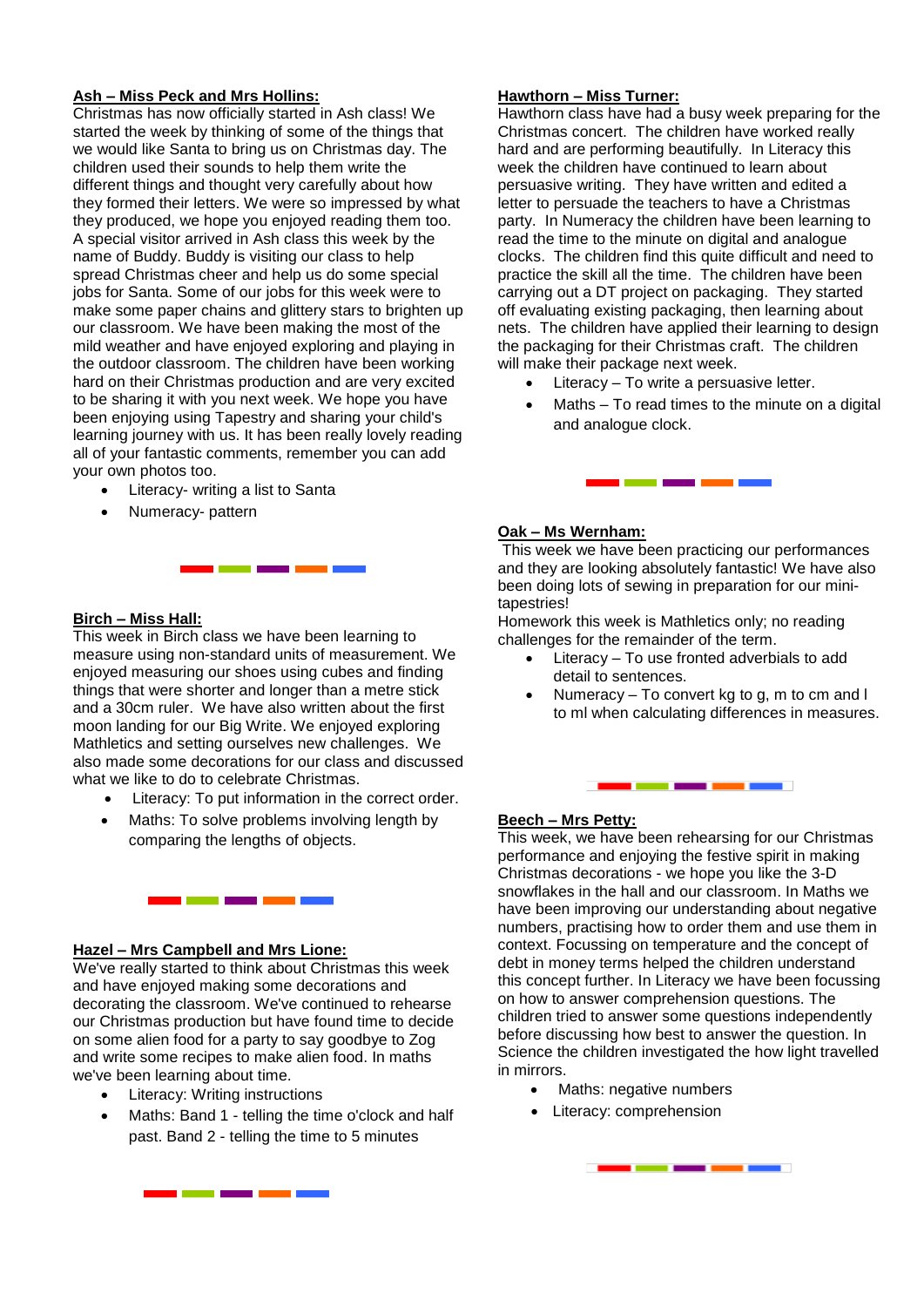## Ash – Miss Peck and Mrs Hollins:

Christmas has now officially started in Ash class! We started the week by thinking of some of the things that we would like Santa to bring us on Christmas day. The children used their sounds to help them write the different things and thought very carefully about how they formed their letters. We were so impressed by what they produced, we hope you enjoyed reading them too. A special visitor arrived in Ash class this week by the name of Buddy. Buddy is visiting our class to help spread Christmas cheer and help us do some special jobs for Santa. Some of our jobs for this week were to make some paper chains and glittery stars to brighten up our classroom. We have been making the most of the mild weather and have enjoyed exploring and playing in the outdoor classroom. The children have been working hard on their Christmas production and are very excited to be sharing it with you next week. We hope you have been enjoying using Tapestry and sharing your child's learning journey with us. It has been really lovely reading all of your fantastic comments, remember you can add your own photos too.

- Literacy- writing a list to Santa
- Numeracy- pattern

## Birch – Miss Hall:

This week in Birch class we have been learning to measure using non-standard units of measurement. We enjoyed measuring our shoes using cubes and finding things that were shorter and longer than a metre stick and a 30cm ruler. We have also written about the first moon landing for our Big Write. We enjoyed exploring Mathletics and setting ourselves new challenges. We also made some decorations for our class and discussed what we like to do to celebrate Christmas.

- Literacy: To put information in the correct order.
- Maths: To solve problems involving length by comparing the lengths of objects.

## Hazel – Mrs Campbell and Mrs Lione:

We've really started to think about Christmas this week and have enjoyed making some decorations and decorating the classroom. We've continued to rehearse our Christmas production but have found time to decide on some alien food for a party to say goodbye to Zog and write some recipes to make alien food. In maths we've been learning about time.

- Literacy: Writing instructions
- Maths: Band 1 - telling the time o'clock and half past. Band 2 - telling the time to 5 minutes

## Hawthorn – Miss Turner:

Hawthorn class have had a busy week preparing for the Christmas concert. The children have worked really hard and are performing beautifully. In Literacy this week the children have continued to learn about persuasive writing. They have written and edited a letter to persuade the teachers to have a Christmas party. In Numeracy the children have been learning to read the time to the minute on digital and analogue clocks. The children find this quite difficult and need to practice the skill all the time. The children have been carrying out a DT project on packaging. They started off evaluating existing packaging, then learning about nets. The children have applied their learning to design the packaging for their Christmas craft. The children will make their package next week.

- Literacy – To write a persuasive letter.
- Maths – To read times to the minute on a digital and analogue clock.

## Oak – Ms Wernham:

This week we have been practicing our performances and they are looking absolutely fantastic! We have also been doing lots of sewing in preparation for our mini-tapestries!

Homework this week is Mathletics only; no reading challenges for the remainder of the term.

- Literacy – To use fronted adverbials to add detail to sentences.
- Numeracy – To convert kg to g, m to cm and l to ml when calculating differences in measures.

## Beech – Mrs Petty:

This week, we have been rehearsing for our Christmas performance and enjoying the festive spirit in making Christmas decorations - we hope you like the 3-D snowflakes in the hall and our classroom. In Maths we have been improving our understanding about negative numbers, practising how to order them and use them in context. Focussing on temperature and the concept of debt in money terms helped the children understand this concept further. In Literacy we have been focussing on how to answer comprehension questions. The children tried to answer some questions independently before discussing how best to answer the question. In Science the children investigated the how light travelled in mirrors.

- Maths: negative numbers
- Literacy: comprehension